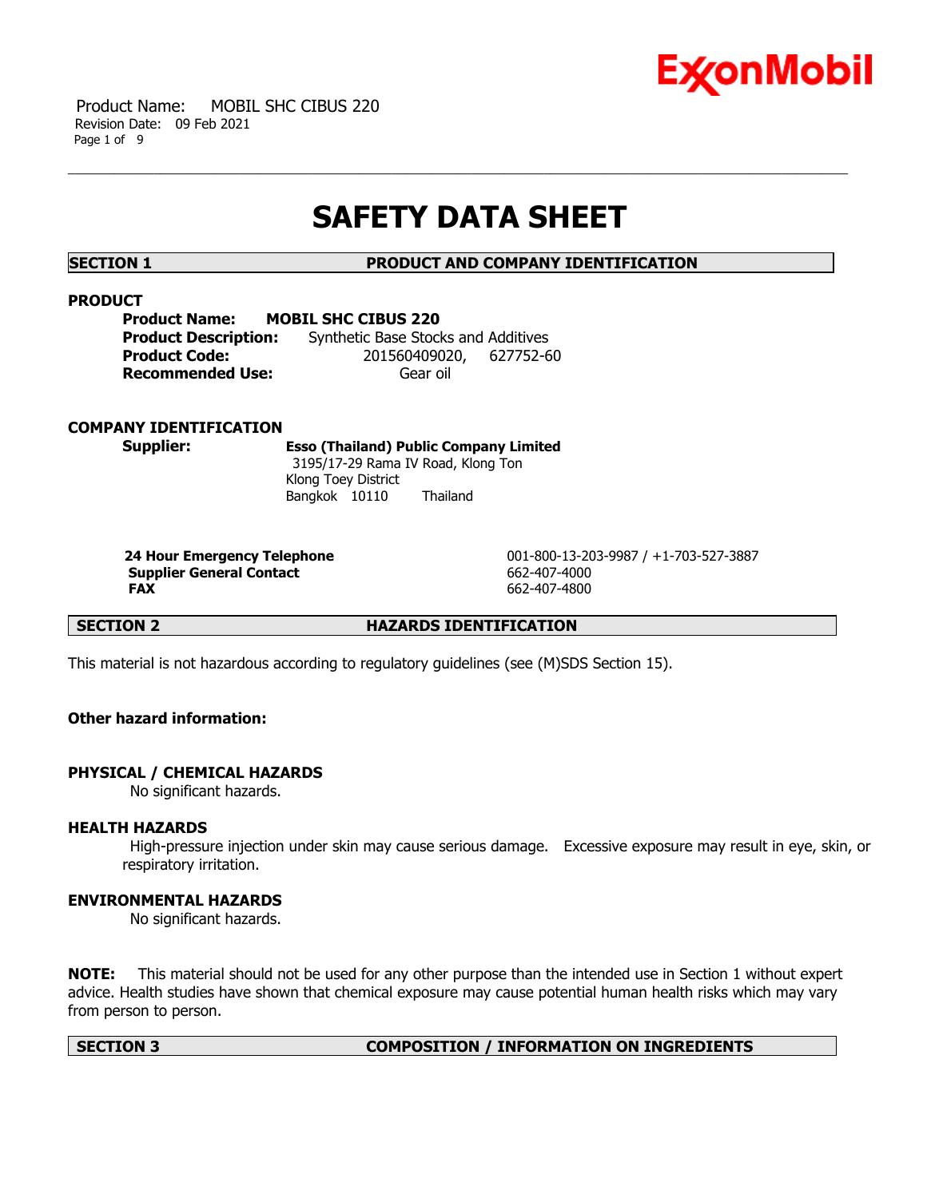# SAFETY DATA SHEET

## SECTION 1 PRODUCT AND COMPANY IDENTIFICATION

### PRODUCT

**Product Name:** **MOBIL SHC CIBUS 220**
**Product Description:** Synthetic Base Stocks and Additives
**Product Code:** 201560409020, 627752-60
**Recommended Use:** Gear oil

### COMPANY IDENTIFICATION

**Supplier:** **Esso (Thailand) Public Company Limited**
3195/17-29 Rama IV Road, Klong Ton
Klong Toey District
Bangkok 10110 Thailand

| | |
|---|---|
| **24 Hour Emergency Telephone** | 001-800-13-203-9987 / +1-703-527-3887 |
| **Supplier General Contact** | 662-407-4000 |
| **FAX** | 662-407-4800 |

## SECTION 2 HAZARDS IDENTIFICATION

This material is not hazardous according to regulatory guidelines (see (M)SDS Section 15).

**Other hazard information:**

### PHYSICAL / CHEMICAL HAZARDS

No significant hazards.

### HEALTH HAZARDS

High-pressure injection under skin may cause serious damage. Excessive exposure may result in eye, skin, or respiratory irritation.

### ENVIRONMENTAL HAZARDS

No significant hazards.

**NOTE:** This material should not be used for any other purpose than the intended use in Section 1 without expert advice. Health studies have shown that chemical exposure may cause potential human health risks which may vary from person to person.

## SECTION 3 COMPOSITION / INFORMATION ON INGREDIENTS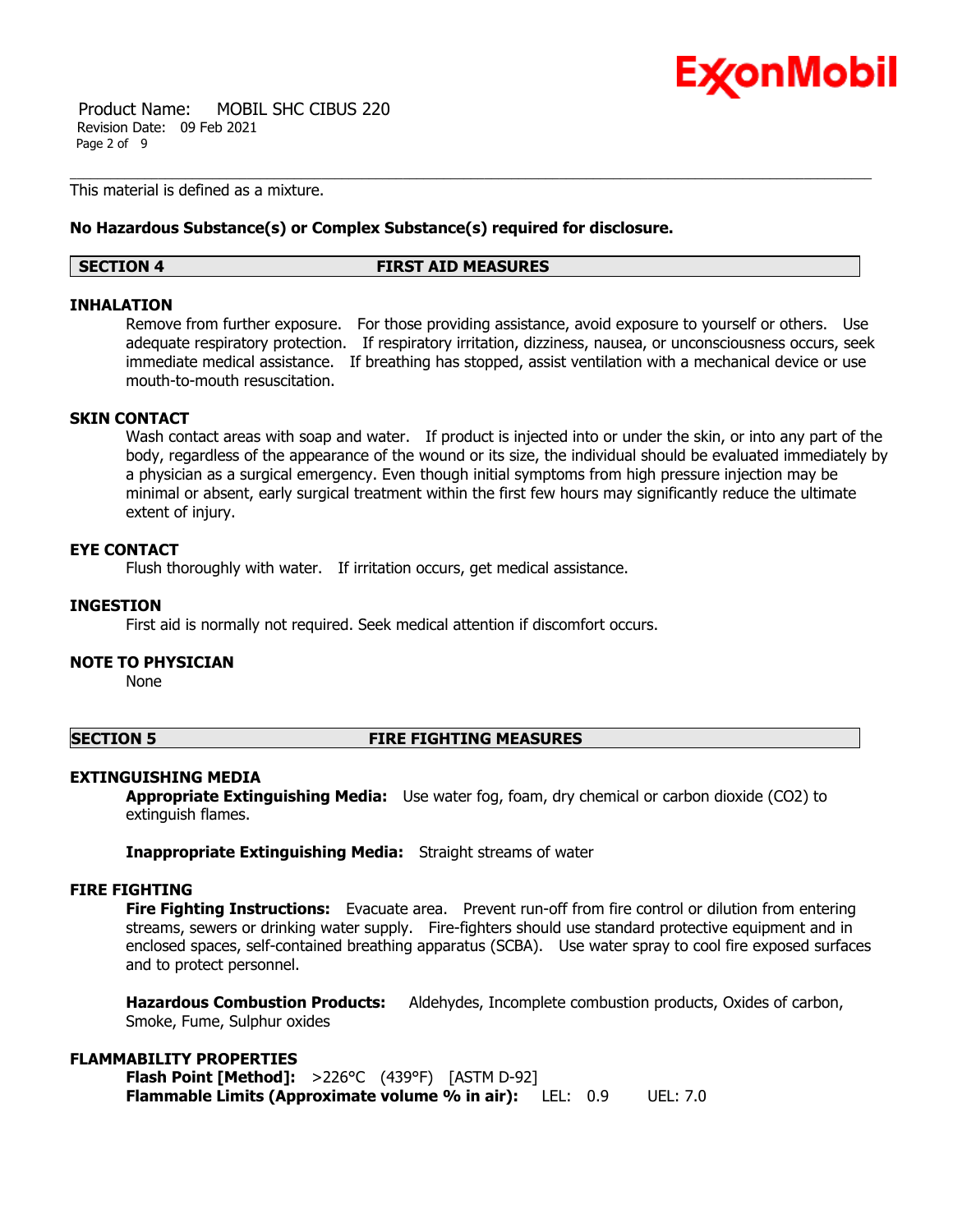This material is defined as a mixture.

**No Hazardous Substance(s) or Complex Substance(s) required for disclosure.**

## SECTION 4 FIRST AID MEASURES

### INHALATION

Remove from further exposure. For those providing assistance, avoid exposure to yourself or others. Use adequate respiratory protection. If respiratory irritation, dizziness, nausea, or unconsciousness occurs, seek immediate medical assistance. If breathing has stopped, assist ventilation with a mechanical device or use mouth-to-mouth resuscitation.

### SKIN CONTACT

Wash contact areas with soap and water. If product is injected into or under the skin, or into any part of the body, regardless of the appearance of the wound or its size, the individual should be evaluated immediately by a physician as a surgical emergency. Even though initial symptoms from high pressure injection may be minimal or absent, early surgical treatment within the first few hours may significantly reduce the ultimate extent of injury.

### EYE CONTACT

Flush thoroughly with water. If irritation occurs, get medical assistance.

### INGESTION

First aid is normally not required. Seek medical attention if discomfort occurs.

### NOTE TO PHYSICIAN

None

## SECTION 5 FIRE FIGHTING MEASURES

### EXTINGUISHING MEDIA

**Appropriate Extinguishing Media:** Use water fog, foam, dry chemical or carbon dioxide ($CO_2$) to extinguish flames.

**Inappropriate Extinguishing Media:** Straight streams of water

### FIRE FIGHTING

**Fire Fighting Instructions:** Evacuate area. Prevent run-off from fire control or dilution from entering streams, sewers or drinking water supply. Fire-fighters should use standard protective equipment and in enclosed spaces, self-contained breathing apparatus (SCBA). Use water spray to cool fire exposed surfaces and to protect personnel.

**Hazardous Combustion Products:** Aldehydes, Incomplete combustion products, Oxides of carbon, Smoke, Fume, Sulphur oxides

### FLAMMABILITY PROPERTIES

**Flash Point [Method]:** >226°C (439°F) [ASTM D-92]
**Flammable Limits (Approximate volume % in air):** LEL: 0.9 UEL: 7.0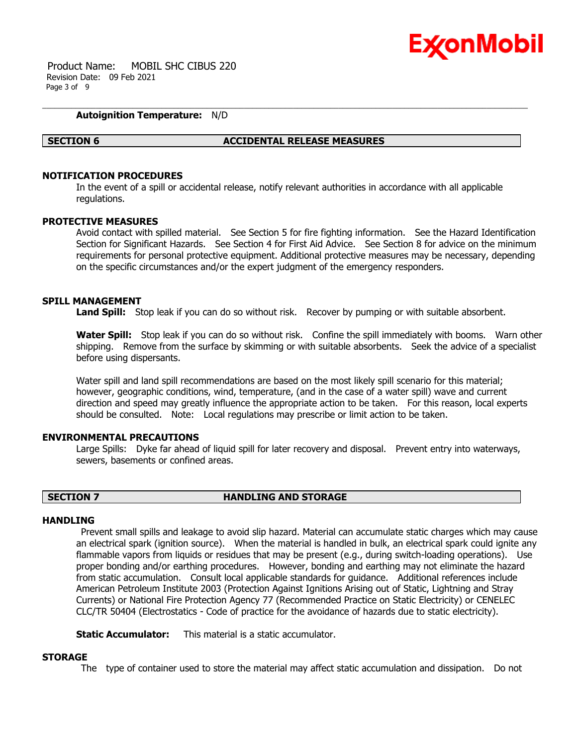**Autoignition Temperature:** N/D

## SECTION 6 ACCIDENTAL RELEASE MEASURES

### NOTIFICATION PROCEDURES

In the event of a spill or accidental release, notify relevant authorities in accordance with all applicable regulations.

### PROTECTIVE MEASURES

Avoid contact with spilled material. See Section 5 for fire fighting information. See the Hazard Identification Section for Significant Hazards. See Section 4 for First Aid Advice. See Section 8 for advice on the minimum requirements for personal protective equipment. Additional protective measures may be necessary, depending on the specific circumstances and/or the expert judgment of the emergency responders.

### SPILL MANAGEMENT

**Land Spill:** Stop leak if you can do so without risk. Recover by pumping or with suitable absorbent.

**Water Spill:** Stop leak if you can do so without risk. Confine the spill immediately with booms. Warn other shipping. Remove from the surface by skimming or with suitable absorbents. Seek the advice of a specialist before using dispersants.

Water spill and land spill recommendations are based on the most likely spill scenario for this material; however, geographic conditions, wind, temperature, (and in the case of a water spill) wave and current direction and speed may greatly influence the appropriate action to be taken. For this reason, local experts should be consulted. Note: Local regulations may prescribe or limit action to be taken.

### ENVIRONMENTAL PRECAUTIONS

Large Spills: Dyke far ahead of liquid spill for later recovery and disposal. Prevent entry into waterways, sewers, basements or confined areas.

## SECTION 7 HANDLING AND STORAGE

### HANDLING

Prevent small spills and leakage to avoid slip hazard. Material can accumulate static charges which may cause an electrical spark (ignition source). When the material is handled in bulk, an electrical spark could ignite any flammable vapors from liquids or residues that may be present (e.g., during switch-loading operations). Use proper bonding and/or earthing procedures. However, bonding and earthing may not eliminate the hazard from static accumulation. Consult local applicable standards for guidance. Additional references include American Petroleum Institute 2003 (Protection Against Ignitions Arising out of Static, Lightning and Stray Currents) or National Fire Protection Agency 77 (Recommended Practice on Static Electricity) or CENELEC CLC/TR 50404 (Electrostatics - Code of practice for the avoidance of hazards due to static electricity).

**Static Accumulator:** This material is a static accumulator.

### STORAGE

The type of container used to store the material may affect static accumulation and dissipation. Do not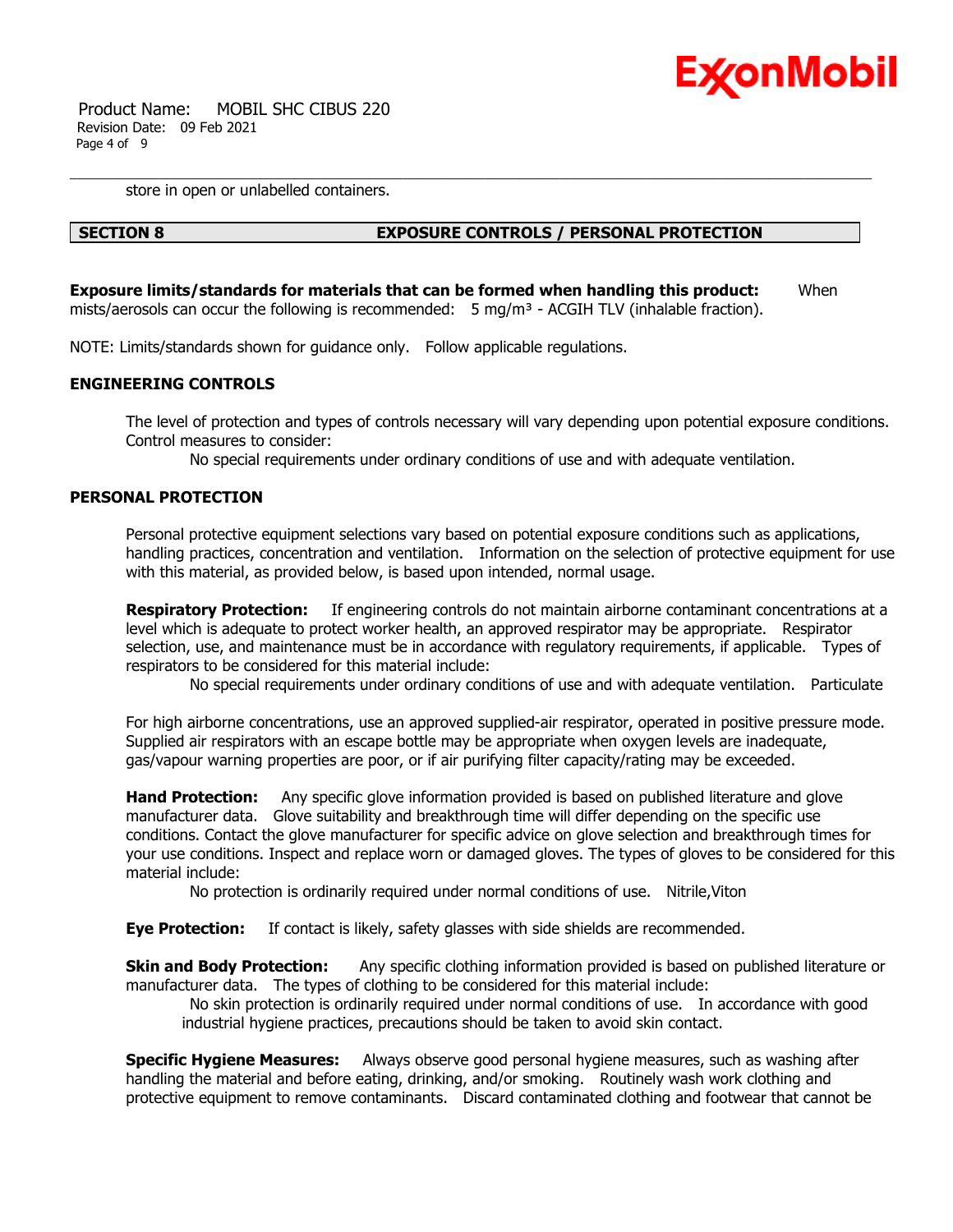store in open or unlabelled containers.

## SECTION 8 EXPOSURE CONTROLS / PERSONAL PROTECTION

**Exposure limits/standards for materials that can be formed when handling this product:** When mists/aerosols can occur the following is recommended: 5 mg/m³ - ACGIH TLV (inhalable fraction).

NOTE: Limits/standards shown for guidance only. Follow applicable regulations.

### ENGINEERING CONTROLS

The level of protection and types of controls necessary will vary depending upon potential exposure conditions. Control measures to consider:

No special requirements under ordinary conditions of use and with adequate ventilation.

### PERSONAL PROTECTION

Personal protective equipment selections vary based on potential exposure conditions such as applications, handling practices, concentration and ventilation. Information on the selection of protective equipment for use with this material, as provided below, is based upon intended, normal usage.

**Respiratory Protection:** If engineering controls do not maintain airborne contaminant concentrations at a level which is adequate to protect worker health, an approved respirator may be appropriate. Respirator selection, use, and maintenance must be in accordance with regulatory requirements, if applicable. Types of respirators to be considered for this material include:

No special requirements under ordinary conditions of use and with adequate ventilation. Particulate

For high airborne concentrations, use an approved supplied-air respirator, operated in positive pressure mode. Supplied air respirators with an escape bottle may be appropriate when oxygen levels are inadequate, gas/vapour warning properties are poor, or if air purifying filter capacity/rating may be exceeded.

**Hand Protection:** Any specific glove information provided is based on published literature and glove manufacturer data. Glove suitability and breakthrough time will differ depending on the specific use conditions. Contact the glove manufacturer for specific advice on glove selection and breakthrough times for your use conditions. Inspect and replace worn or damaged gloves. The types of gloves to be considered for this material include:

No protection is ordinarily required under normal conditions of use. Nitrile,Viton

**Eye Protection:** If contact is likely, safety glasses with side shields are recommended.

**Skin and Body Protection:** Any specific clothing information provided is based on published literature or manufacturer data. The types of clothing to be considered for this material include:

No skin protection is ordinarily required under normal conditions of use. In accordance with good industrial hygiene practices, precautions should be taken to avoid skin contact.

**Specific Hygiene Measures:** Always observe good personal hygiene measures, such as washing after handling the material and before eating, drinking, and/or smoking. Routinely wash work clothing and protective equipment to remove contaminants. Discard contaminated clothing and footwear that cannot be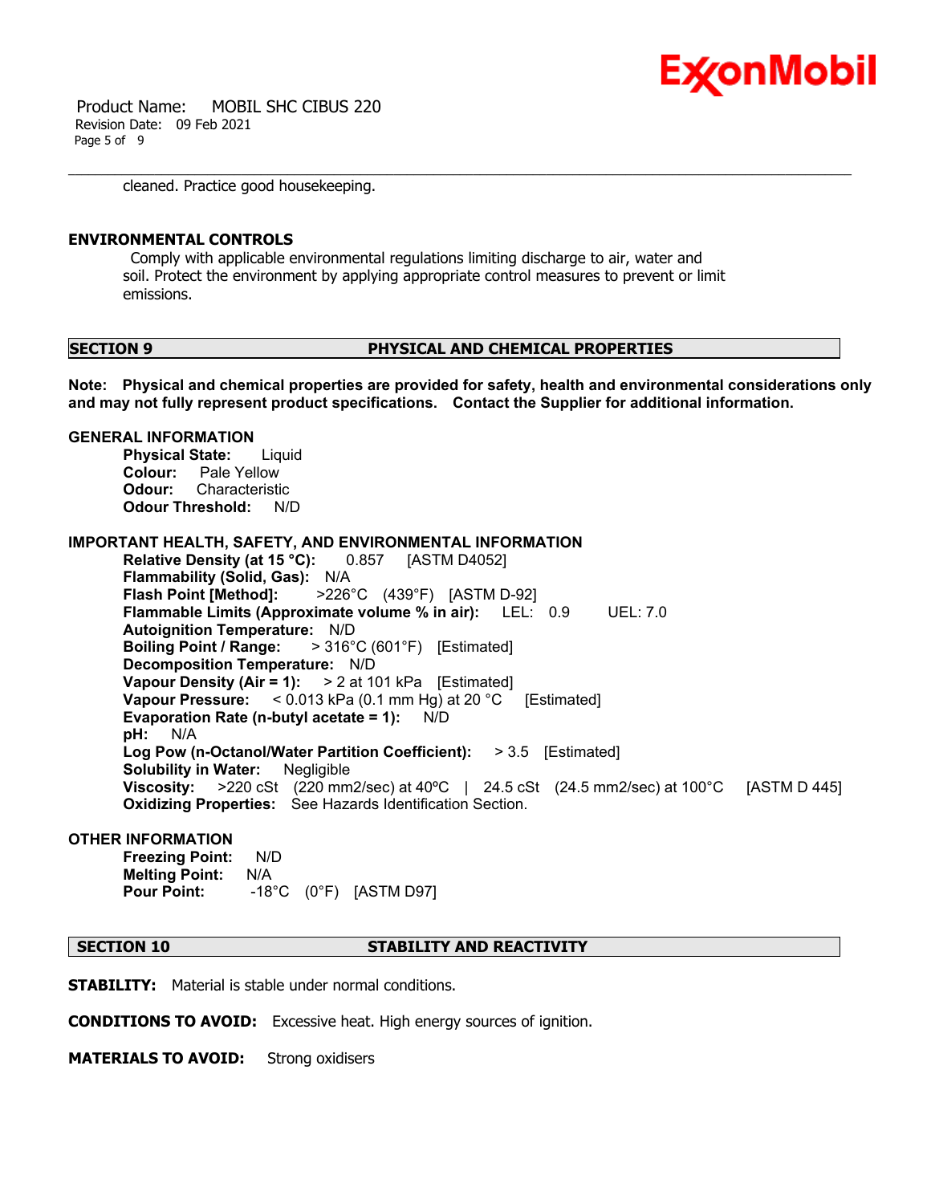cleaned. Practice good housekeeping.

**ENVIRONMENTAL CONTROLS**

Comply with applicable environmental regulations limiting discharge to air, water and soil. Protect the environment by applying appropriate control measures to prevent or limit emissions.

## SECTION 9 PHYSICAL AND CHEMICAL PROPERTIES

**Note: Physical and chemical properties are provided for safety, health and environmental considerations only and may not fully represent product specifications. Contact the Supplier for additional information.**

**GENERAL INFORMATION**

**Physical State:** Liquid
**Colour:** Pale Yellow
**Odour:** Characteristic
**Odour Threshold:** N/D

**IMPORTANT HEALTH, SAFETY, AND ENVIRONMENTAL INFORMATION**

**Relative Density (at 15 °C):** 0.857 [ASTM D4052]
**Flammability (Solid, Gas):** N/A
**Flash Point [Method]:** >226°C (439°F) [ASTM D-92]
**Flammable Limits (Approximate volume % in air):** LEL: 0.9 UEL: 7.0
**Autoignition Temperature:** N/D
**Boiling Point / Range:** > 316°C (601°F) [Estimated]
**Decomposition Temperature:** N/D
**Vapour Density (Air = 1):** > 2 at 101 kPa [Estimated]
**Vapour Pressure:** < 0.013 kPa (0.1 mm Hg) at 20 °C [Estimated]
**Evaporation Rate (n-butyl acetate = 1):** N/D
**pH:** N/A
**Log Pow (n-Octanol/Water Partition Coefficient):** > 3.5 [Estimated]
**Solubility in Water:** Negligible
**Viscosity:** >220 cSt (220 mm2/sec) at 40ºC | 24.5 cSt (24.5 mm2/sec) at 100°C [ASTM D 445]
**Oxidizing Properties:** See Hazards Identification Section.

**OTHER INFORMATION**

**Freezing Point:** N/D
**Melting Point:** N/A
**Pour Point:** -18°C (0°F) [ASTM D97]

## SECTION 10 STABILITY AND REACTIVITY

**STABILITY:** Material is stable under normal conditions.

**CONDITIONS TO AVOID:** Excessive heat. High energy sources of ignition.

**MATERIALS TO AVOID:** Strong oxidisers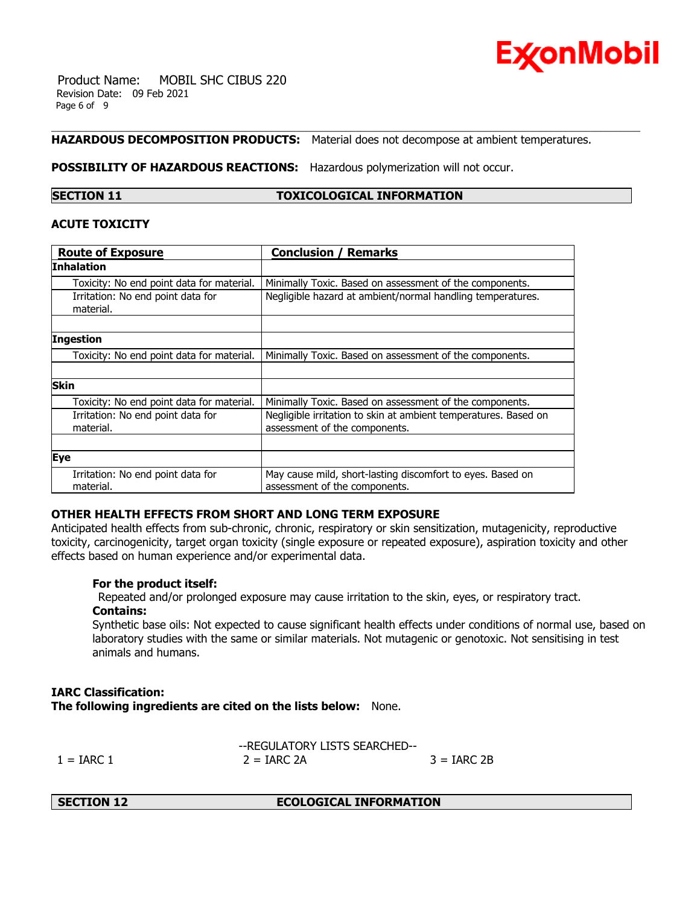**HAZARDOUS DECOMPOSITION PRODUCTS:** Material does not decompose at ambient temperatures.

**POSSIBILITY OF HAZARDOUS REACTIONS:** Hazardous polymerization will not occur.

## SECTION 11 TOXICOLOGICAL INFORMATION

### ACUTE TOXICITY

| Route of Exposure | Conclusion / Remarks |
|---|---|
| **Inhalation** | |
| Toxicity: No end point data for material. | Minimally Toxic. Based on assessment of the components. |
| Irritation: No end point data for material. | Negligible hazard at ambient/normal handling temperatures. |
| | |
| **Ingestion** | |
| Toxicity: No end point data for material. | Minimally Toxic. Based on assessment of the components. |
| | |
| **Skin** | |
| Toxicity: No end point data for material. | Minimally Toxic. Based on assessment of the components. |
| Irritation: No end point data for material. | Negligible irritation to skin at ambient temperatures. Based on assessment of the components. |
| | |
| **Eye** | |
| Irritation: No end point data for material. | May cause mild, short-lasting discomfort to eyes. Based on assessment of the components. |

### OTHER HEALTH EFFECTS FROM SHORT AND LONG TERM EXPOSURE

Anticipated health effects from sub-chronic, chronic, respiratory or skin sensitization, mutagenicity, reproductive toxicity, carcinogenicity, target organ toxicity (single exposure or repeated exposure), aspiration toxicity and other effects based on human experience and/or experimental data.

**For the product itself:**
Repeated and/or prolonged exposure may cause irritation to the skin, eyes, or respiratory tract.
**Contains:**
Synthetic base oils: Not expected to cause significant health effects under conditions of normal use, based on laboratory studies with the same or similar materials. Not mutagenic or genotoxic. Not sensitising in test animals and humans.

**IARC Classification:**
**The following ingredients are cited on the lists below:** None.

--REGULATORY LISTS SEARCHED--

1 = IARC 1    2 = IARC 2A    3 = IARC 2B

## SECTION 12 ECOLOGICAL INFORMATION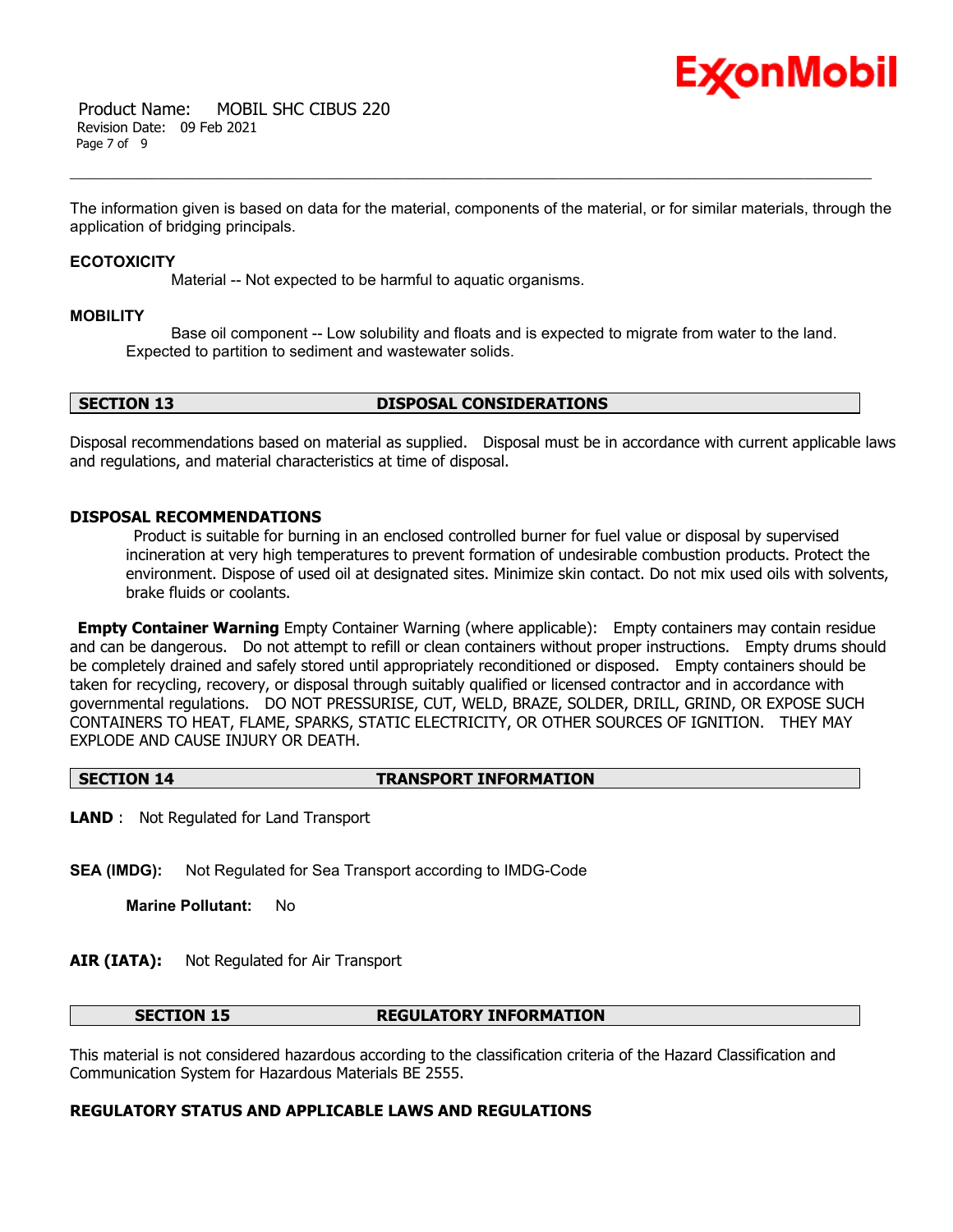The information given is based on data for the material, components of the material, or for similar materials, through the application of bridging principals.

**ECOTOXICITY**

Material -- Not expected to be harmful to aquatic organisms.

**MOBILITY**

Base oil component -- Low solubility and floats and is expected to migrate from water to the land. Expected to partition to sediment and wastewater solids.

## SECTION 13 DISPOSAL CONSIDERATIONS

Disposal recommendations based on material as supplied. Disposal must be in accordance with current applicable laws and regulations, and material characteristics at time of disposal.

**DISPOSAL RECOMMENDATIONS**

Product is suitable for burning in an enclosed controlled burner for fuel value or disposal by supervised incineration at very high temperatures to prevent formation of undesirable combustion products. Protect the environment. Dispose of used oil at designated sites. Minimize skin contact. Do not mix used oils with solvents, brake fluids or coolants.

**Empty Container Warning** Empty Container Warning (where applicable): Empty containers may contain residue and can be dangerous. Do not attempt to refill or clean containers without proper instructions. Empty drums should be completely drained and safely stored until appropriately reconditioned or disposed. Empty containers should be taken for recycling, recovery, or disposal through suitably qualified or licensed contractor and in accordance with governmental regulations. DO NOT PRESSURISE, CUT, WELD, BRAZE, SOLDER, DRILL, GRIND, OR EXPOSE SUCH CONTAINERS TO HEAT, FLAME, SPARKS, STATIC ELECTRICITY, OR OTHER SOURCES OF IGNITION. THEY MAY EXPLODE AND CAUSE INJURY OR DEATH.

## SECTION 14 TRANSPORT INFORMATION

**LAND** : Not Regulated for Land Transport

**SEA (IMDG):** Not Regulated for Sea Transport according to IMDG-Code

**Marine Pollutant:** No

**AIR (IATA):** Not Regulated for Air Transport

## SECTION 15 REGULATORY INFORMATION

This material is not considered hazardous according to the classification criteria of the Hazard Classification and Communication System for Hazardous Materials BE 2555.

**REGULATORY STATUS AND APPLICABLE LAWS AND REGULATIONS**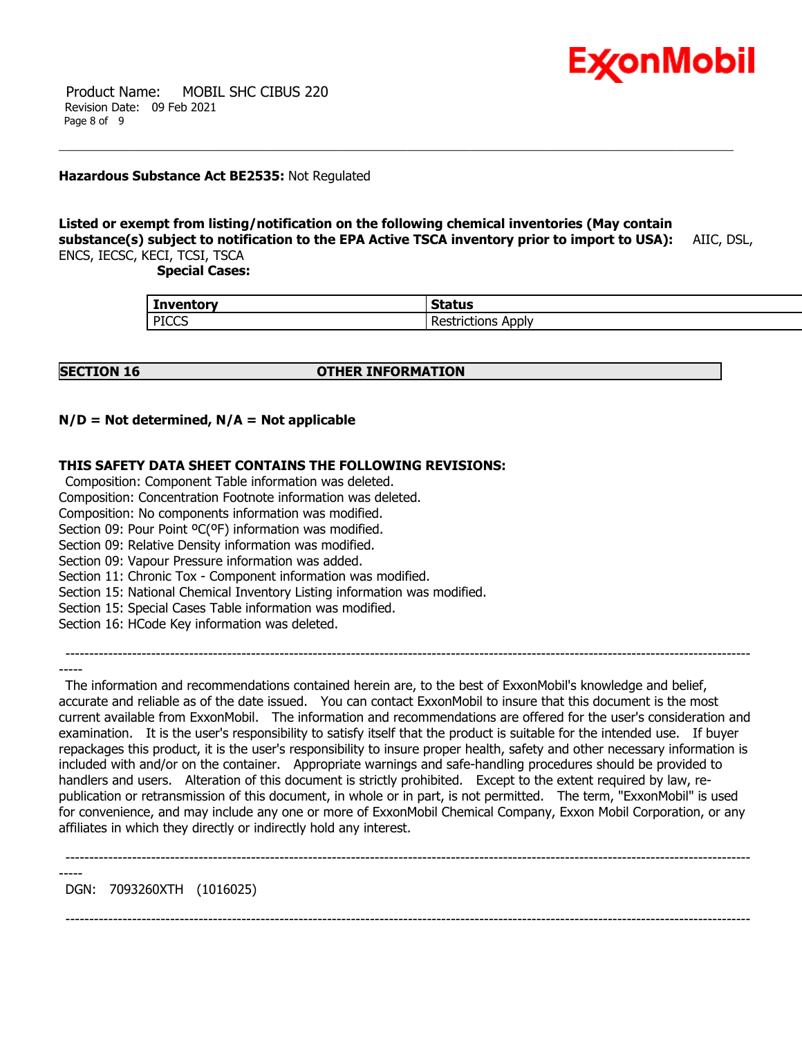**Hazardous Substance Act BE2535:** Not Regulated

**Listed or exempt from listing/notification on the following chemical inventories (May contain substance(s) subject to notification to the EPA Active TSCA inventory prior to import to USA):** AIIC, DSL, ENCS, IECSC, KECI, TCSI, TSCA

**Special Cases:**

| Inventory | Status |
|---|---|
| PICCS | Restrictions Apply |

## SECTION 16 OTHER INFORMATION

**N/D = Not determined, N/A = Not applicable**

**THIS SAFETY DATA SHEET CONTAINS THE FOLLOWING REVISIONS:**

Composition: Component Table information was deleted.
Composition: Concentration Footnote information was deleted.
Composition: No components information was modified.
Section 09: Pour Point ºC(ºF) information was modified.
Section 09: Relative Density information was modified.
Section 09: Vapour Pressure information was added.
Section 11: Chronic Tox - Component information was modified.
Section 15: National Chemical Inventory Listing information was modified.
Section 15: Special Cases Table information was modified.
Section 16: HCode Key information was deleted.

-----------------------------------------------------------------------------------------------------------------------------------------------

The information and recommendations contained herein are, to the best of ExxonMobil's knowledge and belief, accurate and reliable as of the date issued. You can contact ExxonMobil to insure that this document is the most current available from ExxonMobil. The information and recommendations are offered for the user's consideration and examination. It is the user's responsibility to satisfy itself that the product is suitable for the intended use. If buyer repackages this product, it is the user's responsibility to insure proper health, safety and other necessary information is included with and/or on the container. Appropriate warnings and safe-handling procedures should be provided to handlers and users. Alteration of this document is strictly prohibited. Except to the extent required by law, re-publication or retransmission of this document, in whole or in part, is not permitted. The term, "ExxonMobil" is used for convenience, and may include any one or more of ExxonMobil Chemical Company, Exxon Mobil Corporation, or any affiliates in which they directly or indirectly hold any interest.

-----------------------------------------------------------------------------------------------------------------------------------------------

DGN: 7093260XTH (1016025)

-----------------------------------------------------------------------------------------------------------------------------------------------